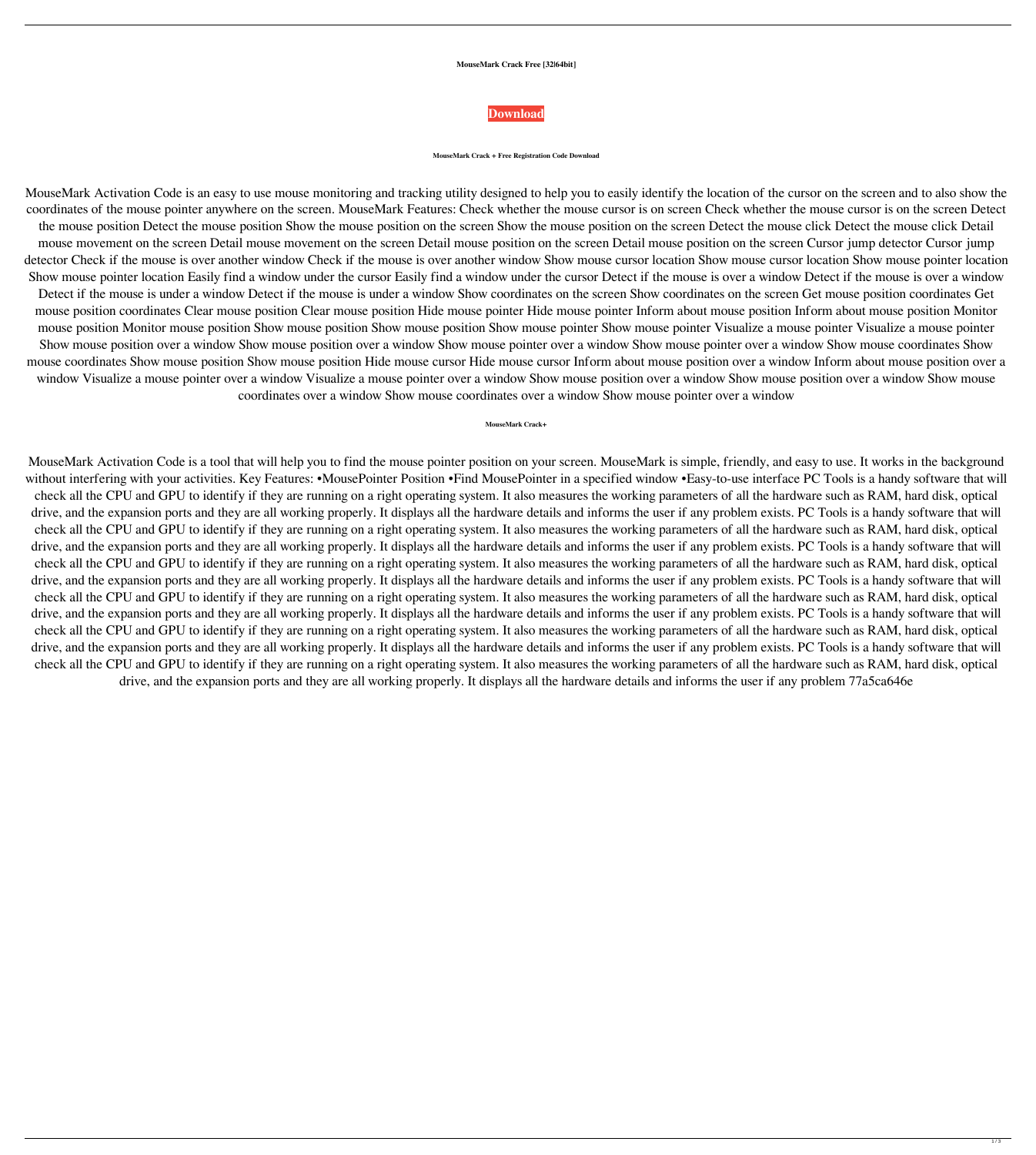**MouseMark Crack Free [32|64bit]**

**Download**

**MouseMark Crack + Free Registration Code Download**

MouseMark Activation Code is an easy to use mouse monitoring and tracking utility designed to help you to easily identify the location of the cursor on the screen and to also show the coordinates of the mouse pointer anywhere on the screen. MouseMark Features: Check whether the mouse cursor is on screen Check whether the mouse cursor is on the screen Detect the mouse position Detect the mouse position Show the mouse position on the screen Show the mouse position on the screen Detect the mouse click Detect the mouse click Detail mouse movement on the screen Detail mouse movement on the screen Detail mouse position on the screen Detail mouse position on the screen Cursor jump detector Cursor jump detector Check if the mouse is over another window Check if the mouse is over another window Show mouse cursor location Show mouse cursor location Show mouse pointer location Show mouse pointer location Easily find a window under the cursor Easily find a window under the cursor Detect if the mouse is over a window Detect if the mouse is over a window Detect if the mouse is under a window Detect if the mouse is under a window Show coordinates on the screen Show coordinates on the screen Get mouse position coordinates Get mouse position coordinates Clear mouse position Clear mouse position Hide mouse pointer Hide mouse pointer Inform about mouse position Inform about mouse position Monitor mouse position Monitor mouse position Show mouse position Show mouse position Show mouse pointer Show mouse pointer Visualize a mouse pointer Visualize a mouse pointer Show mouse position over a window Show mouse position over a window Show mouse pointer over a window Show mouse pointer over a window Show mouse coordinates Show mouse coordinates Show mouse position Show mouse position Hide mouse cursor Hide mouse cursor Inform about mouse position over a window Inform about mouse position over a window Visualize a mouse pointer over a window Visualize a mouse pointer over a window Show mouse position over a window Show mouse position over a window Show mouse coordinates over a window Show mouse coordinates over a window Show mouse pointer over a window

**MouseMark Crack+**

MouseMark Activation Code is a tool that will help you to find the mouse pointer position on your screen. MouseMark is simple, friendly, and easy to use. It works in the background without interfering with your activities. Key Features: •MousePointer Position •Find MousePointer in a specified window •Easy-to-use interface PC Tools is a handy software that will check all the CPU and GPU to identify if they are running on a right operating system. It also measures the working parameters of all the hardware such as RAM, hard disk, optical drive, and the expansion ports and they are all working properly. It displays all the hardware details and informs the user if any problem exists. PC Tools is a handy software that will check all the CPU and GPU to identify if they are running on a right operating system. It also measures the working parameters of all the hardware such as RAM, hard disk, optical drive, and the expansion ports and they are all working properly. It displays all the hardware details and informs the user if any problem exists. PC Tools is a handy software that will check all the CPU and GPU to identify if they are running on a right operating system. It also measures the working parameters of all the hardware such as RAM, hard disk, optical drive, and the expansion ports and they are all working properly. It displays all the hardware details and informs the user if any problem exists. PC Tools is a handy software that will check all the CPU and GPU to identify if they are running on a right operating system. It also measures the working parameters of all the hardware such as RAM, hard disk, optical drive, and the expansion ports and they are all working properly. It displays all the hardware details and informs the user if any problem exists. PC Tools is a handy software that will check all the CPU and GPU to identify if they are running on a right operating system. It also measures the working parameters of all the hardware such as RAM, hard disk, optical drive, and the expansion ports and they are all working properly. It displays all the hardware details and informs the user if any problem exists. PC Tools is a handy software that will check all the CPU and GPU to identify if they are running on a right operating system. It also measures the working parameters of all the hardware such as RAM, hard disk, optical drive, and the expansion ports and they are all working properly. It displays all the hardware details and informs the user if any problem 77a5ca646e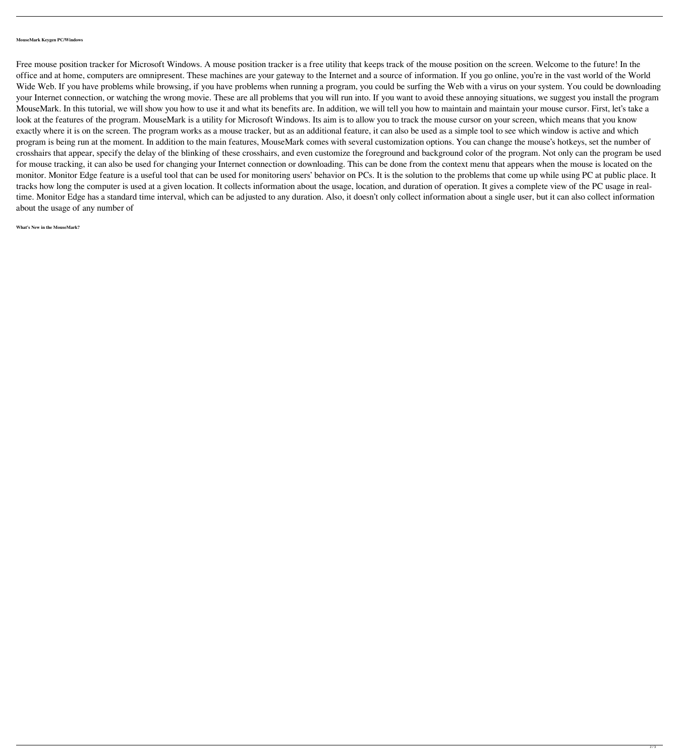**MouseMark Keygen PC/Windows**

Free mouse position tracker for Microsoft Windows. A mouse position tracker is a free utility that keeps track of the mouse position on the screen. Welcome to the future! In the office and at home, computers are omnipresent. These machines are your gateway to the Internet and a source of information. If you go online, you're in the vast world of the World Wide Web. If you have problems while browsing, if you have problems when running a program, you could be surfing the Web with a virus on your system. You could be downloading your Internet connection, or watching the wrong movie. These are all problems that you will run into. If you want to avoid these annoying situations, we suggest you install the program MouseMark. In this tutorial, we will show you how to use it and what its benefits are. In addition, we will tell you how to maintain and maintain your mouse cursor. First, let's take a look at the features of the program. MouseMark is a utility for Microsoft Windows. Its aim is to allow you to track the mouse cursor on your screen, which means that you know exactly where it is on the screen. The program works as a mouse tracker, but as an additional feature, it can also be used as a simple tool to see which window is active and which program is being run at the moment. In addition to the main features, MouseMark comes with several customization options. You can change the mouse's hotkeys, set the number of crosshairs that appear, specify the delay of the blinking of these crosshairs, and even customize the foreground and background color of the program. Not only can the program be used for mouse tracking, it can also be used for changing your Internet connection or downloading. This can be done from the context menu that appears when the mouse is located on the monitor. Monitor Edge feature is a useful tool that can be used for monitoring users' behavior on PCs. It is the solution to the problems that come up while using PC at public place. It tracks how long the computer is used at a given location. It collects information about the usage, location, and duration of operation. It gives a complete view of the PC usage in real-time. Monitor Edge has a standard time interval, which can be adjusted to any duration. Also, it doesn't only collect information about a single user, but it can also collect information about the usage of any number of

**What's New in the MouseMark?**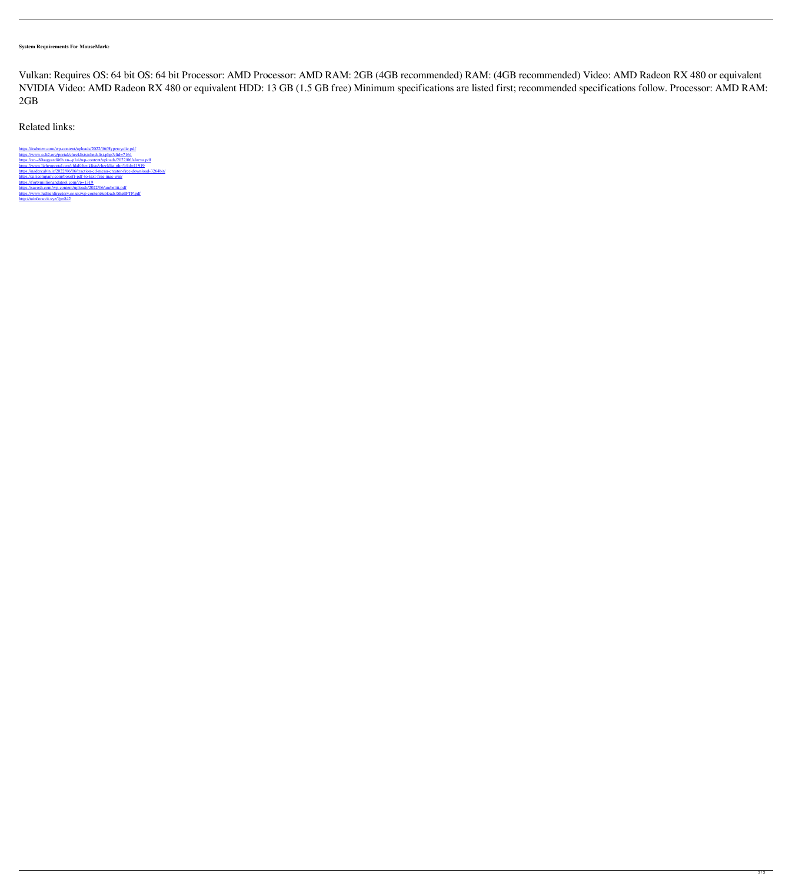**System Requirements For MouseMark:**

Vulkan: Requires OS: 64 bit OS: 64 bit Processor: AMD Processor: AMD RAM: 2GB (4GB recommended) RAM: (4GB recommended) Video: AMD Radeon RX 480 or equivalent NVIDIA Video: AMD Radeon RX 480 or equivalent HDD: 13 GB (1.5 GB free) Minimum specifications are listed first; recommended specifications follow. Processor: AMD RAM: 2GB

Related links:

https://irabotee.com/wp-content/uploads/2022/06/Hypercyclic.pdf
https://www.ccib2.org/portal/checklists/checklist.php?clid=7164
https://xn--80aayardii6h.xn--p1ai/wp-content/uploads/2022/06/aloeva.pdf
https://www.lichenportal.org/chlal/checklists/checklist.php?clid=11919
https://tradecabin.ir/2022/06/06/traction-cd-menu-creator-free-download-3264bit/
https://xiricompany.com/boxoft-pdf-to-text-free-mac-win/
https://fortymillionandatool.com/?p=1319
https://savosh.com/wp-content/uploads/2022/06/ambelitt.pdf
https://www.luthierdirectory.co.uk/wp-content/uploads/ShellFTP.pdf
http://tuinfonavit.xyz/?p=842